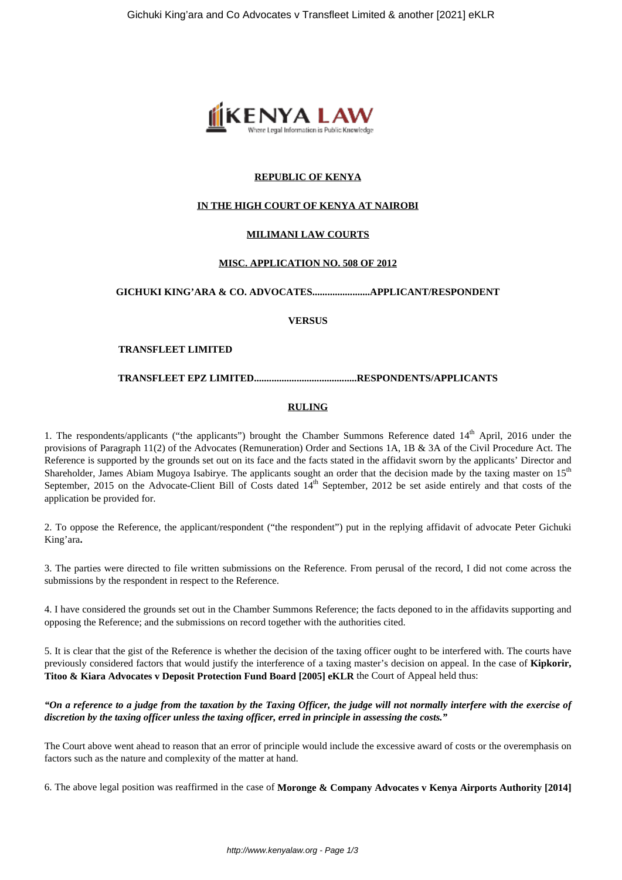**REPUBLIC OF KENYA**

**IN THE HIGH COURT OF KENYA AT NAIROBI**

**MILIMANI LAW COURTS**

**MISC. APPLICATION NO. 508 OF 2012**

**GICHUKI KING'ARA & CO. ADVOCATES.......................APPLICANT/RESPONDENT**

**VERSUS**

**TRANSFLEET LIMITED**

**TRANSFLEET EPZ LIMITED.........................................RESPONDENTS/APPLICANTS**

**RULING**

1. The respondents/applicants ("the applicants") brought the Chamber Summons Reference dated 14th April, 2016 under the provisions of Paragraph 11(2) of the Advocates (Remuneration) Order and Sections 1A, 1B & 3A of the Civil Procedure Act. The Reference is supported by the grounds set out on its face and the facts stated in the affidavit sworn by the applicants' Director and Shareholder, James Abiam Mugoya Isabirye. The applicants sought an order that the decision made by the taxing master on 15th September, 2015 on the Advocate-Client Bill of Costs dated 14th September, 2012 be set aside entirely and that costs of the application be provided for.

2. To oppose the Reference, the applicant/respondent ("the respondent") put in the replying affidavit of advocate Peter Gichuki King'ara**.**

3. The parties were directed to file written submissions on the Reference. From perusal of the record, I did not come across the submissions by the respondent in respect to the Reference.

4. I have considered the grounds set out in the Chamber Summons Reference; the facts deponed to in the affidavits supporting and opposing the Reference; and the submissions on record together with the authorities cited.

5. It is clear that the gist of the Reference is whether the decision of the taxing officer ought to be interfered with. The courts have previously considered factors that would justify the interference of a taxing master's decision on appeal. In the case of **Kipkorir, Titoo & Kiara Advocates v Deposit Protection Fund Board [2005] eKLR** the Court of Appeal held thus:

***"On a reference to a judge from the taxation by the Taxing Officer, the judge will not normally interfere with the exercise of discretion by the taxing officer unless the taxing officer, erred in principle in assessing the costs."***

The Court above went ahead to reason that an error of principle would include the excessive award of costs or the overemphasis on factors such as the nature and complexity of the matter at hand.

6. The above legal position was reaffirmed in the case of **Moronge & Company Advocates v Kenya Airports Authority [2014]**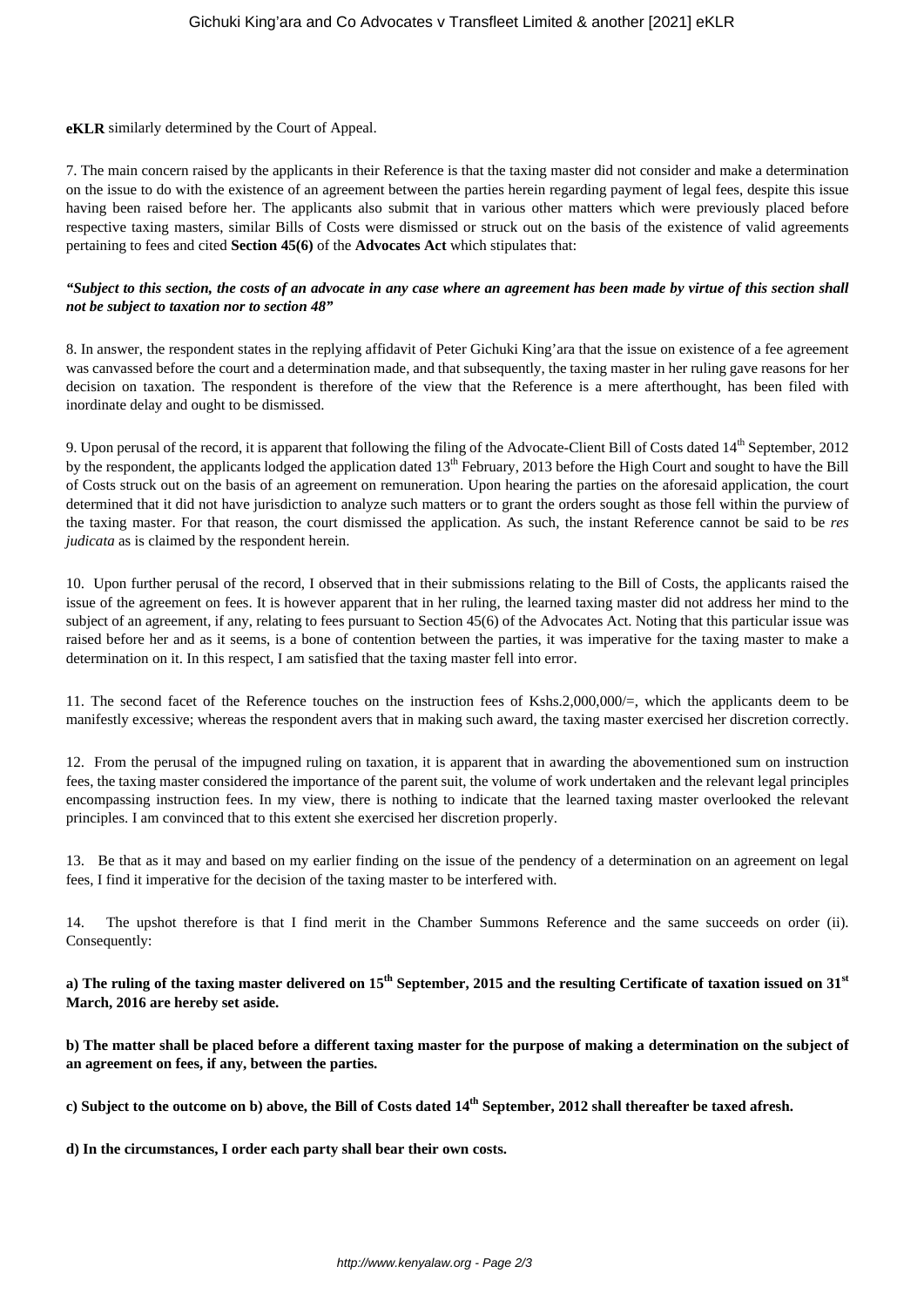**eKLR** similarly determined by the Court of Appeal.

7. The main concern raised by the applicants in their Reference is that the taxing master did not consider and make a determination on the issue to do with the existence of an agreement between the parties herein regarding payment of legal fees, despite this issue having been raised before her. The applicants also submit that in various other matters which were previously placed before respective taxing masters, similar Bills of Costs were dismissed or struck out on the basis of the existence of valid agreements pertaining to fees and cited **Section 45(6)** of the **Advocates Act** which stipulates that:

***"Subject to this section, the costs of an advocate in any case where an agreement has been made by virtue of this section shall not be subject to taxation nor to section 48"***

8. In answer, the respondent states in the replying affidavit of Peter Gichuki King'ara that the issue on existence of a fee agreement was canvassed before the court and a determination made, and that subsequently, the taxing master in her ruling gave reasons for her decision on taxation. The respondent is therefore of the view that the Reference is a mere afterthought, has been filed with inordinate delay and ought to be dismissed.

9. Upon perusal of the record, it is apparent that following the filing of the Advocate-Client Bill of Costs dated 14th September, 2012 by the respondent, the applicants lodged the application dated 13th February, 2013 before the High Court and sought to have the Bill of Costs struck out on the basis of an agreement on remuneration. Upon hearing the parties on the aforesaid application, the court determined that it did not have jurisdiction to analyze such matters or to grant the orders sought as those fell within the purview of the taxing master. For that reason, the court dismissed the application. As such, the instant Reference cannot be said to be *res judicata* as is claimed by the respondent herein.

10. Upon further perusal of the record, I observed that in their submissions relating to the Bill of Costs, the applicants raised the issue of the agreement on fees. It is however apparent that in her ruling, the learned taxing master did not address her mind to the subject of an agreement, if any, relating to fees pursuant to Section 45(6) of the Advocates Act. Noting that this particular issue was raised before her and as it seems, is a bone of contention between the parties, it was imperative for the taxing master to make a determination on it. In this respect, I am satisfied that the taxing master fell into error.

11. The second facet of the Reference touches on the instruction fees of Kshs.2,000,000/=, which the applicants deem to be manifestly excessive; whereas the respondent avers that in making such award, the taxing master exercised her discretion correctly.

12. From the perusal of the impugned ruling on taxation, it is apparent that in awarding the abovementioned sum on instruction fees, the taxing master considered the importance of the parent suit, the volume of work undertaken and the relevant legal principles encompassing instruction fees. In my view, there is nothing to indicate that the learned taxing master overlooked the relevant principles. I am convinced that to this extent she exercised her discretion properly.

13. Be that as it may and based on my earlier finding on the issue of the pendency of a determination on an agreement on legal fees, I find it imperative for the decision of the taxing master to be interfered with.

14. The upshot therefore is that I find merit in the Chamber Summons Reference and the same succeeds on order (ii). Consequently:

**a) The ruling of the taxing master delivered on 15th September, 2015 and the resulting Certificate of taxation issued on 31st March, 2016 are hereby set aside.**

**b) The matter shall be placed before a different taxing master for the purpose of making a determination on the subject of an agreement on fees, if any, between the parties.**

**c) Subject to the outcome on b) above, the Bill of Costs dated 14th September, 2012 shall thereafter be taxed afresh.**

**d) In the circumstances, I order each party shall bear their own costs.**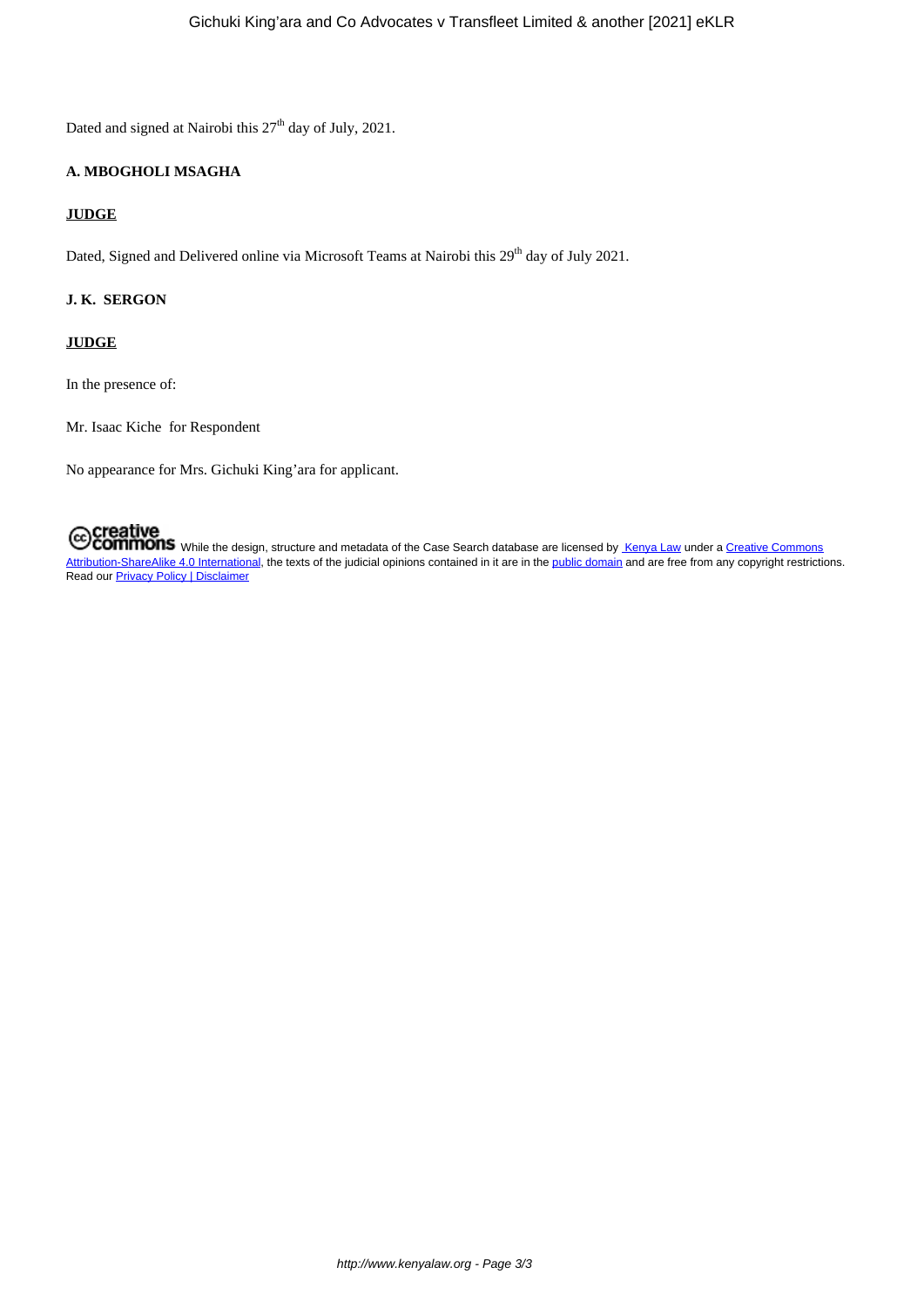Dated and signed at Nairobi this 27th day of July, 2021.

**A. MBOGHOLI MSAGHA**

**JUDGE**

Dated, Signed and Delivered online via Microsoft Teams at Nairobi this 29th day of July 2021.

**J. K. SERGON**

**JUDGE**

In the presence of:

Mr. Isaac Kiche for Respondent

No appearance for Mrs. Gichuki King'ara for applicant.

While the design, structure and metadata of the Case Search database are licensed by Kenya Law under a Creative Commons Attribution-ShareAlike 4.0 International, the texts of the judicial opinions contained in it are in the public domain and are free from any copyright restrictions. Read our Privacy Policy | Disclaimer